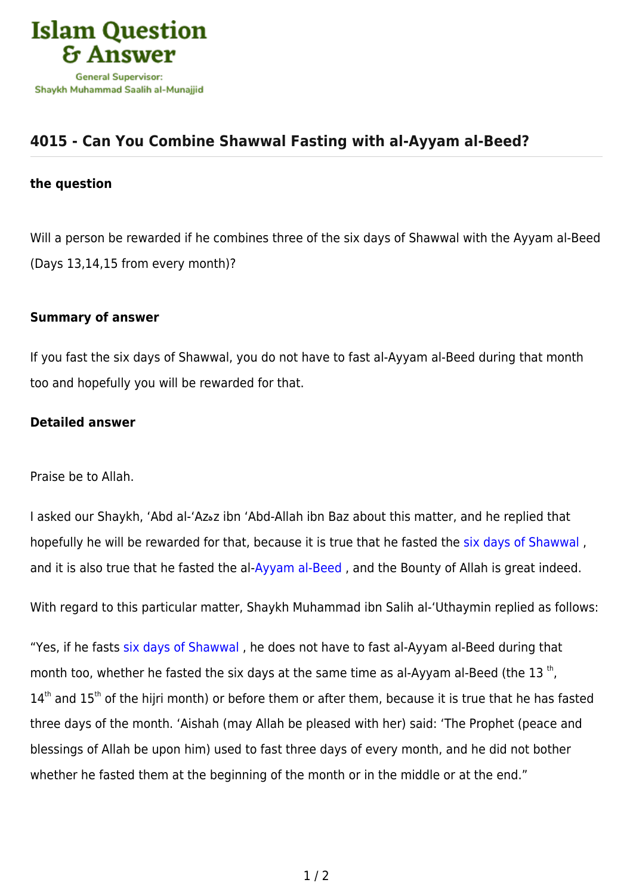Islam Question & Answer

General Supervisor:
Shaykh Muhammad Saalih al-Munajjid

## 4015 - Can You Combine Shawwal Fasting with al-Ayyam al-Beed?

### the question

Will a person be rewarded if he combines three of the six days of Shawwal with the Ayyam al-Beed (Days 13,14,15 from every month)?

### Summary of answer

If you fast the six days of Shawwal, you do not have to fast al-Ayyam al-Beed during that month too and hopefully you will be rewarded for that.

### Detailed answer

Praise be to Allah.

I asked our Shaykh, 'Abd al-'Azȝz ibn 'Abd-Allah ibn Baz about this matter, and he replied that hopefully he will be rewarded for that, because it is true that he fasted the six days of Shawwal , and it is also true that he fasted the al-Ayyam al-Beed , and the Bounty of Allah is great indeed.

With regard to this particular matter, Shaykh Muhammad ibn Salih al-'Uthaymin replied as follows:

"Yes, if he fasts six days of Shawwal , he does not have to fast al-Ayyam al-Beed during that month too, whether he fasted the six days at the same time as al-Ayyam al-Beed (the 13th, 14th and 15th of the hijri month) or before them or after them, because it is true that he has fasted three days of the month. 'Aishah (may Allah be pleased with her) said: 'The Prophet (peace and blessings of Allah be upon him) used to fast three days of every month, and he did not bother whether he fasted them at the beginning of the month or in the middle or at the end."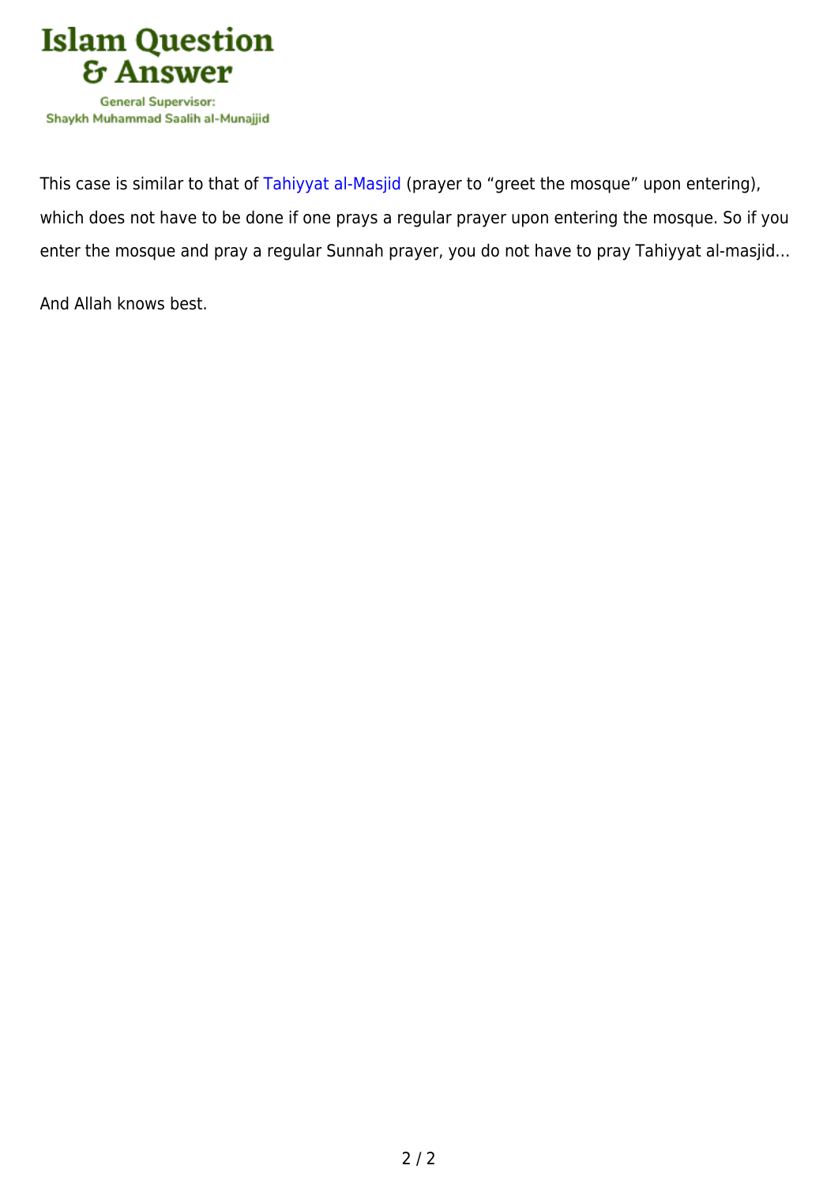This case is similar to that of Tahiyyat al-Masjid (prayer to “greet the mosque” upon entering), which does not have to be done if one prays a regular prayer upon entering the mosque. So if you enter the mosque and pray a regular Sunnah prayer, you do not have to pray Tahiyyat al-masjid…

And Allah knows best.